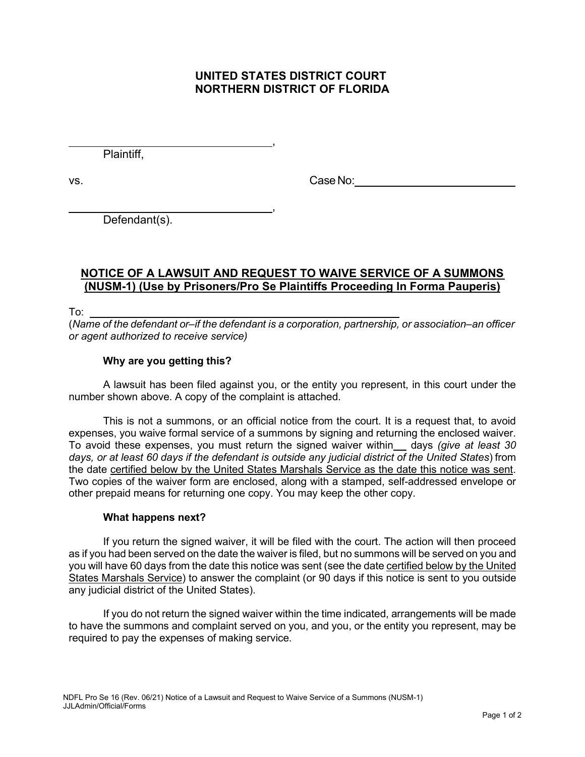# UNITED STATES DISTRICT COURT
# NORTHERN DISTRICT OF FLORIDA

______________________________,
Plaintiff,

vs. Case No: ______________________

______________________________,
Defendant(s).

## NOTICE OF A LAWSUIT AND REQUEST TO WAIVE SERVICE OF A SUMMONS (NUSM-1) (Use by Prisoners/Pro Se Plaintiffs Proceeding In Forma Pauperis)

To: ____________________________________________

(*Name of the defendant or–if the defendant is a corporation, partnership, or association–an officer or agent authorized to receive service)*

### Why are you getting this?

A lawsuit has been filed against you, or the entity you represent, in this court under the number shown above. A copy of the complaint is attached.

This is not a summons, or an official notice from the court. It is a request that, to avoid expenses, you waive formal service of a summons by signing and returning the enclosed waiver. To avoid these expenses, you must return the signed waiver within ___ days *(give at least 30 days, or at least 60 days if the defendant is outside any judicial district of the United States*) from the date certified below by the United States Marshals Service as the date this notice was sent. Two copies of the waiver form are enclosed, along with a stamped, self-addressed envelope or other prepaid means for returning one copy. You may keep the other copy.

### What happens next?

If you return the signed waiver, it will be filed with the court. The action will then proceed as if you had been served on the date the waiver is filed, but no summons will be served on you and you will have 60 days from the date this notice was sent (see the date certified below by the United States Marshals Service) to answer the complaint (or 90 days if this notice is sent to you outside any judicial district of the United States).

If you do not return the signed waiver within the time indicated, arrangements will be made to have the summons and complaint served on you, and you, or the entity you represent, may be required to pay the expenses of making service.

NDFL Pro Se 16 (Rev. 06/21) Notice of a Lawsuit and Request to Waive Service of a Summons (NUSM-1)
JJLAdmin/Official/Forms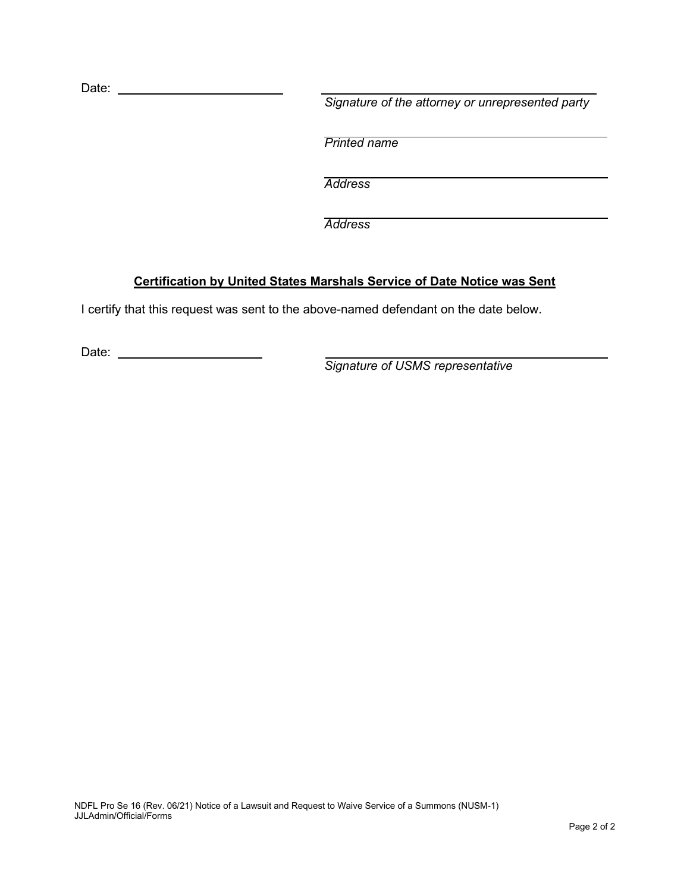Date: ____________________

____________________________________
*Signature of the attorney or unrepresented party*

____________________________________
*Printed name*

____________________________________
*Address*

____________________________________
*Address*

**Certification by United States Marshals Service of Date Notice was Sent**

I certify that this request was sent to the above-named defendant on the date below.

Date: ____________________

____________________________________
*Signature of USMS representative*

NDFL Pro Se 16 (Rev. 06/21) Notice of a Lawsuit and Request to Waive Service of a Summons (NUSM-1)
JJLAdmin/Official/Forms